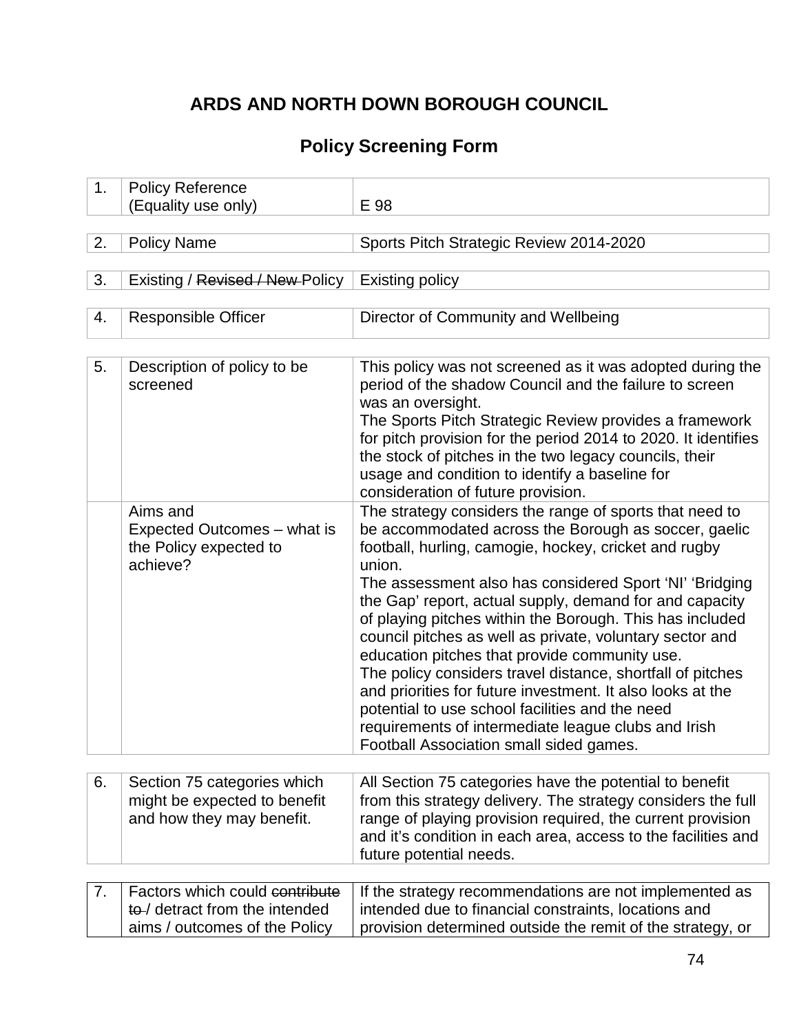# ARDS AND NORTH DOWN BOROUGH COUNCIL

## Policy Screening Form

| | | |
|---|---|---|
| 1. | Policy Reference (Equality use only) | E 98 |
| 2. | Policy Name | Sports Pitch Strategic Review 2014-2020 |
| 3. | Existing / ~~Revised / New~~ Policy | Existing policy |
| 4. | Responsible Officer | Director of Community and Wellbeing |
| 5. | Description of policy to be screened | This policy was not screened as it was adopted during the period of the shadow Council and the failure to screen was an oversight.<br>The Sports Pitch Strategic Review provides a framework for pitch provision for the period 2014 to 2020. It identifies the stock of pitches in the two legacy councils, their usage and condition to identify a baseline for consideration of future provision. |
| | Aims and Expected Outcomes – what is the Policy expected to achieve? | The strategy considers the range of sports that need to be accommodated across the Borough as soccer, gaelic football, hurling, camogie, hockey, cricket and rugby union.<br>The assessment also has considered Sport 'NI' 'Bridging the Gap' report, actual supply, demand for and capacity of playing pitches within the Borough. This has included council pitches as well as private, voluntary sector and education pitches that provide community use.<br>The policy considers travel distance, shortfall of pitches and priorities for future investment. It also looks at the potential to use school facilities and the need requirements of intermediate league clubs and Irish Football Association small sided games. |
| 6. | Section 75 categories which might be expected to benefit and how they may benefit. | All Section 75 categories have the potential to benefit from this strategy delivery. The strategy considers the full range of playing provision required, the current provision and it's condition in each area, access to the facilities and future potential needs. |
| 7. | Factors which could ~~contribute to~~ / detract from the intended aims / outcomes of the Policy | If the strategy recommendations are not implemented as intended due to financial constraints, locations and provision determined outside the remit of the strategy, or |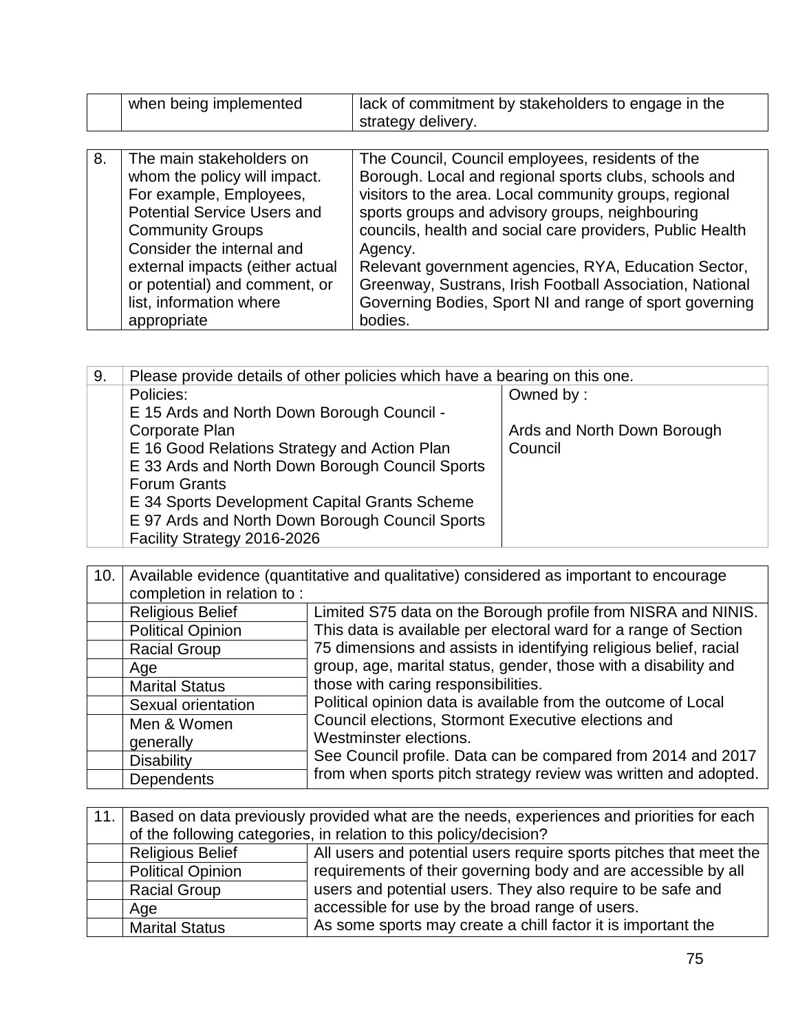| | | |
|---|---|---|
| | when being implemented | lack of commitment by stakeholders to engage in the strategy delivery. |

| | | |
|---|---|---|
| 8. | The main stakeholders on whom the policy will impact. For example, Employees, Potential Service Users and Community Groups Consider the internal and external impacts (either actual or potential) and comment, or list, information where appropriate | The Council, Council employees, residents of the Borough. Local and regional sports clubs, schools and visitors to the area. Local community groups, regional sports groups and advisory groups, neighbouring councils, health and social care providers, Public Health Agency.<br>Relevant government agencies, RYA, Education Sector, Greenway, Sustrans, Irish Football Association, National Governing Bodies, Sport NI and range of sport governing bodies. |

| 9. | Please provide details of other policies which have a bearing on this one. | |
|---|---|---|
| | Policies:<br>E 15 Ards and North Down Borough Council - Corporate Plan<br>E 16 Good Relations Strategy and Action Plan<br>E 33 Ards and North Down Borough Council Sports Forum Grants<br>E 34 Sports Development Capital Grants Scheme<br>E 97 Ards and North Down Borough Council Sports Facility Strategy 2016-2026 | Owned by :<br><br>Ards and North Down Borough Council |

| 10. | Available evidence (quantitative and qualitative) considered as important to encourage completion in relation to : | |
|---|---|---|
| | Religious Belief | Limited S75 data on the Borough profile from NISRA and NINIS. This data is available per electoral ward for a range of Section 75 dimensions and assists in identifying religious belief, racial group, age, marital status, gender, those with a disability and those with caring responsibilities.<br>Political opinion data is available from the outcome of Local Council elections, Stormont Executive elections and Westminster elections.<br>See Council profile. Data can be compared from 2014 and 2017 from when sports pitch strategy review was written and adopted. |
| | Political Opinion | |
| | Racial Group | |
| | Age | |
| | Marital Status | |
| | Sexual orientation | |
| | Men & Women generally | |
| | Disability | |
| | Dependents | |

| 11. | Based on data previously provided what are the needs, experiences and priorities for each of the following categories, in relation to this policy/decision? | |
|---|---|---|
| | Religious Belief | All users and potential users require sports pitches that meet the requirements of their governing body and are accessible by all users and potential users. They also require to be safe and accessible for use by the broad range of users.<br>As some sports may create a chill factor it is important the |
| | Political Opinion | |
| | Racial Group | |
| | Age | |
| | Marital Status | |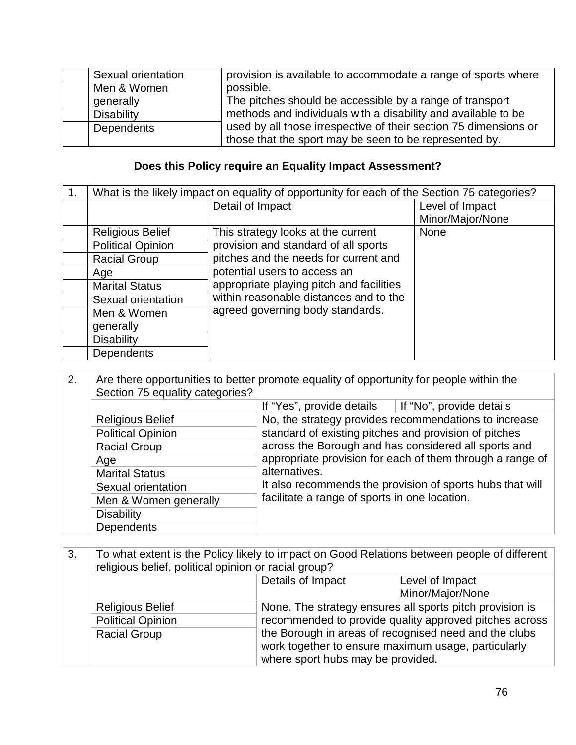| | | |
|---|---|---|
| | Sexual orientation | provision is available to accommodate a range of sports where possible. The pitches should be accessible by a range of transport methods and individuals with a disability and available to be used by all those irrespective of their section 75 dimensions or those that the sport may be seen to be represented by. |
| | Men & Women generally | |
| | Disability | |
| | Dependents | |

**Does this Policy require an Equality Impact Assessment?**

| 1. | What is the likely impact on equality of opportunity for each of the Section 75 categories? | | |
|---|---|---|---|
| | | Detail of Impact | Level of Impact Minor/Major/None |
| | Religious Belief | This strategy looks at the current provision and standard of all sports pitches and the needs for current and potential users to access an appropriate playing pitch and facilities within reasonable distances and to the agreed governing body standards. | None |
| | Political Opinion | | |
| | Racial Group | | |
| | Age | | |
| | Marital Status | | |
| | Sexual orientation | | |
| | Men & Women generally | | |
| | Disability | | |
| | Dependents | | |

| 2. | Are there opportunities to better promote equality of opportunity for people within the Section 75 equality categories? | | |
|---|---|---|---|
| | | If "Yes", provide details | If "No", provide details |
| | Religious Belief | No, the strategy provides recommendations to increase standard of existing pitches and provision of pitches across the Borough and has considered all sports and appropriate provision for each of them through a range of alternatives. It also recommends the provision of sports hubs that will facilitate a range of sports in one location. | |
| | Political Opinion | | |
| | Racial Group | | |
| | Age | | |
| | Marital Status | | |
| | Sexual orientation | | |
| | Men & Women generally | | |
| | Disability | | |
| | Dependents | | |

| 3. | To what extent is the Policy likely to impact on Good Relations between people of different religious belief, political opinion or racial group? | | |
|---|---|---|---|
| | | Details of Impact | Level of Impact Minor/Major/None |
| | Religious Belief | None. The strategy ensures all sports pitch provision is recommended to provide quality approved pitches across the Borough in areas of recognised need and the clubs work together to ensure maximum usage, particularly where sport hubs may be provided. | |
| | Political Opinion | | |
| | Racial Group | | |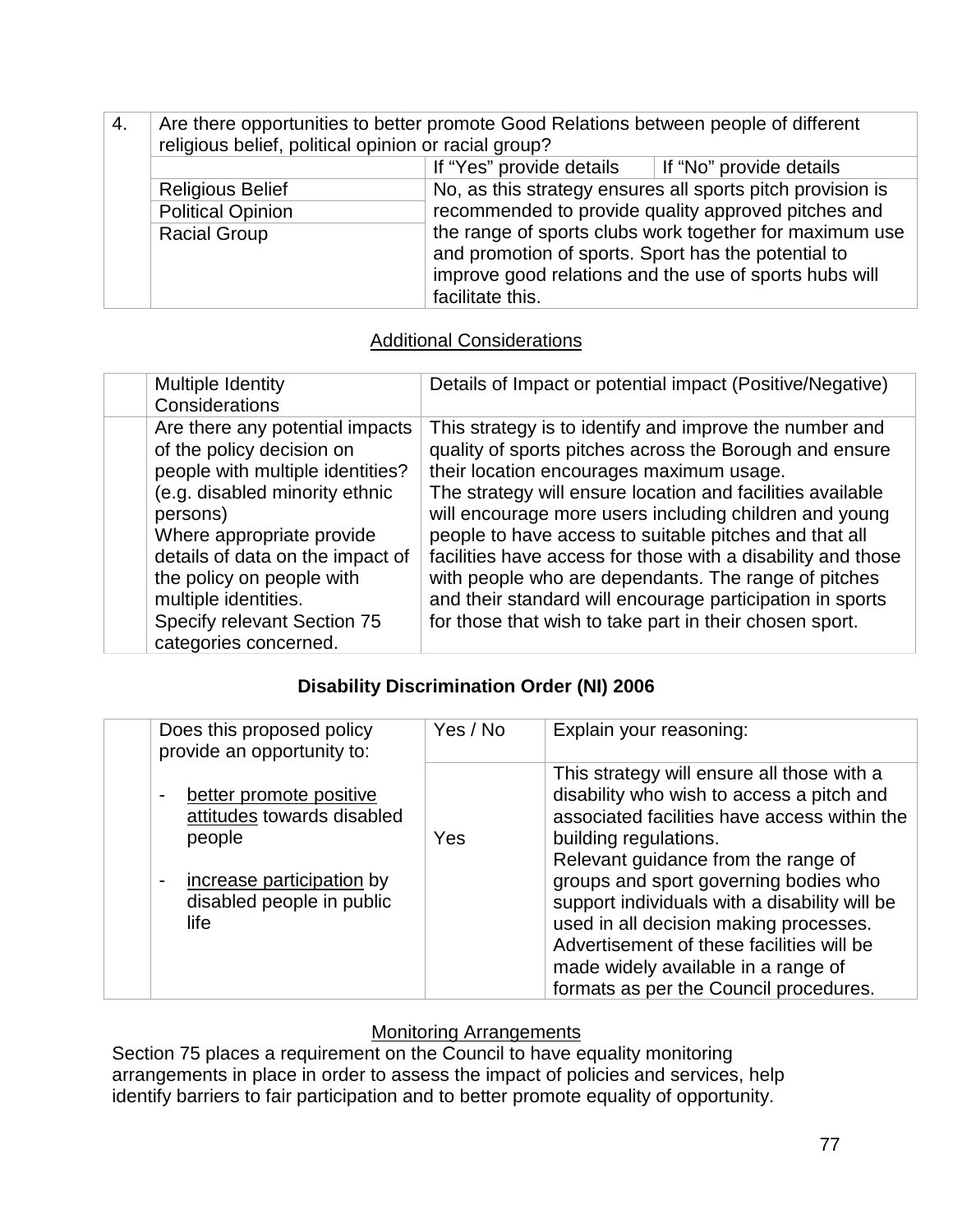| 4. | Are there opportunities to better promote Good Relations between people of different religious belief, political opinion or racial group? | | |
|---|---|---|---|
| | | If "Yes" provide details | If "No" provide details |
| | Religious Belief | No, as this strategy ensures all sports pitch provision is recommended to provide quality approved pitches and the range of sports clubs work together for maximum use and promotion of sports. Sport has the potential to improve good relations and the use of sports hubs will facilitate this. | |
| | Political Opinion | | |
| | Racial Group | | |

## Additional Considerations

| | Multiple Identity Considerations | Details of Impact or potential impact (Positive/Negative) |
|---|---|---|
| | Are there any potential impacts of the policy decision on people with multiple identities? (e.g. disabled minority ethnic persons)<br>Where appropriate provide details of data on the impact of the policy on people with multiple identities.<br>Specify relevant Section 75 categories concerned. | This strategy is to identify and improve the number and quality of sports pitches across the Borough and ensure their location encourages maximum usage.<br>The strategy will ensure location and facilities available will encourage more users including children and young people to have access to suitable pitches and that all facilities have access for those with a disability and those with people who are dependants. The range of pitches and their standard will encourage participation in sports for those that wish to take part in their chosen sport. |

## Disability Discrimination Order (NI) 2006

| | Does this proposed policy provide an opportunity to: | Yes / No | Explain your reasoning: |
|---|---|---|---|
| | - better promote positive attitudes towards disabled people<br><br>- increase participation by disabled people in public life | Yes | This strategy will ensure all those with a disability who wish to access a pitch and associated facilities have access within the building regulations.<br>Relevant guidance from the range of groups and sport governing bodies who support individuals with a disability will be used in all decision making processes.<br>Advertisement of these facilities will be made widely available in a range of formats as per the Council procedures. |

## Monitoring Arrangements

Section 75 places a requirement on the Council to have equality monitoring arrangements in place in order to assess the impact of policies and services, help identify barriers to fair participation and to better promote equality of opportunity.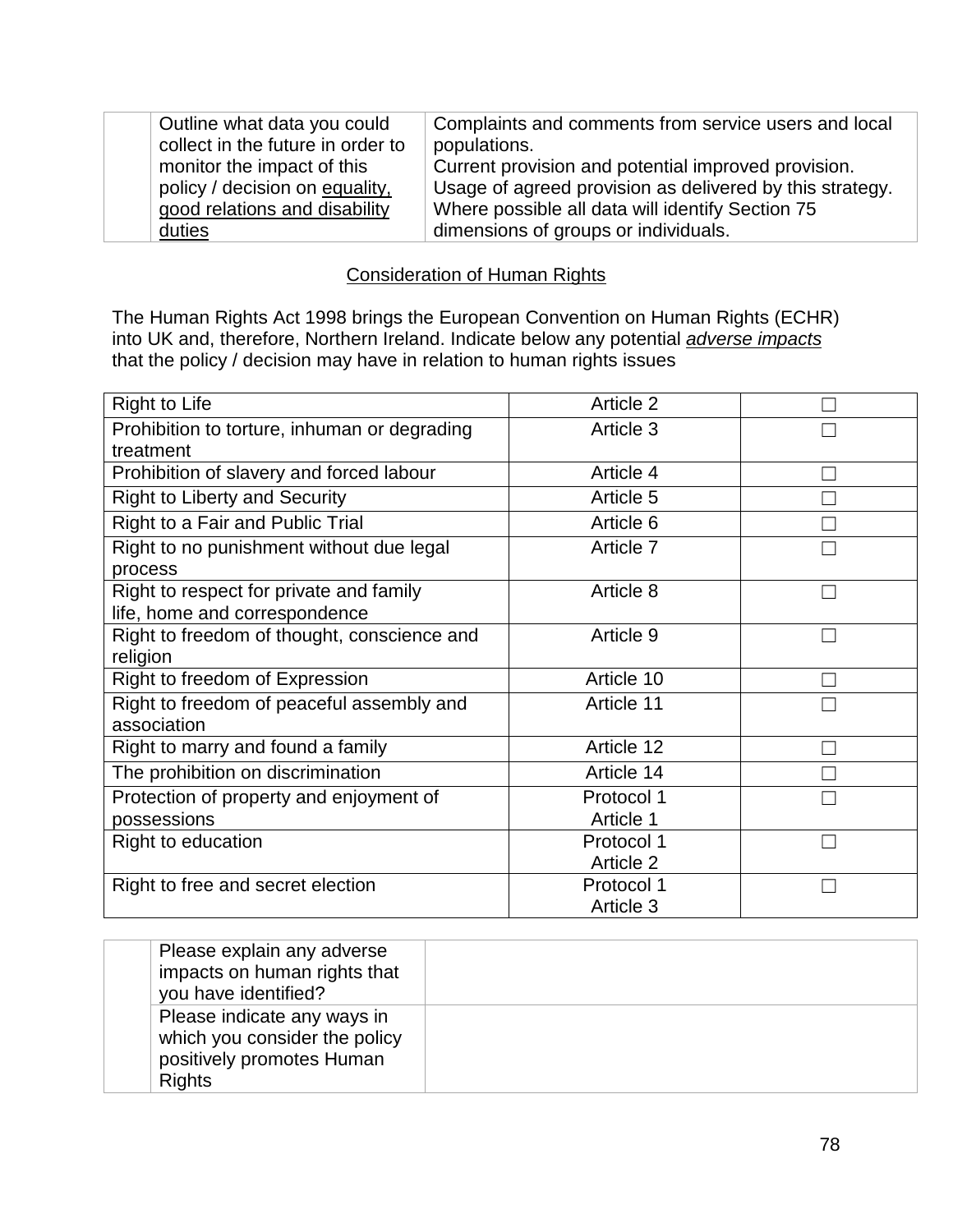| | | |
|---|---|---|
| | Outline what data you could collect in the future in order to monitor the impact of this policy / decision on equality, good relations and disability duties | Complaints and comments from service users and local populations.<br>Current provision and potential improved provision.<br>Usage of agreed provision as delivered by this strategy.<br>Where possible all data will identify Section 75 dimensions of groups or individuals. |

## Consideration of Human Rights

The Human Rights Act 1998 brings the European Convention on Human Rights (ECHR) into UK and, therefore, Northern Ireland. Indicate below any potential *adverse impacts* that the policy / decision may have in relation to human rights issues

| | | |
|---|---|---|
| Right to Life | Article 2 | ☐ |
| Prohibition to torture, inhuman or degrading treatment | Article 3 | ☐ |
| Prohibition of slavery and forced labour | Article 4 | ☐ |
| Right to Liberty and Security | Article 5 | ☐ |
| Right to a Fair and Public Trial | Article 6 | ☐ |
| Right to no punishment without due legal process | Article 7 | ☐ |
| Right to respect for private and family life, home and correspondence | Article 8 | ☐ |
| Right to freedom of thought, conscience and religion | Article 9 | ☐ |
| Right to freedom of Expression | Article 10 | ☐ |
| Right to freedom of peaceful assembly and association | Article 11 | ☐ |
| Right to marry and found a family | Article 12 | ☐ |
| The prohibition on discrimination | Article 14 | ☐ |
| Protection of property and enjoyment of possessions | Protocol 1 Article 1 | ☐ |
| Right to education | Protocol 1 Article 2 | ☐ |
| Right to free and secret election | Protocol 1 Article 3 | ☐ |

| | | |
|---|---|---|
| | Please explain any adverse impacts on human rights that you have identified? | |
| | Please indicate any ways in which you consider the policy positively promotes Human Rights | |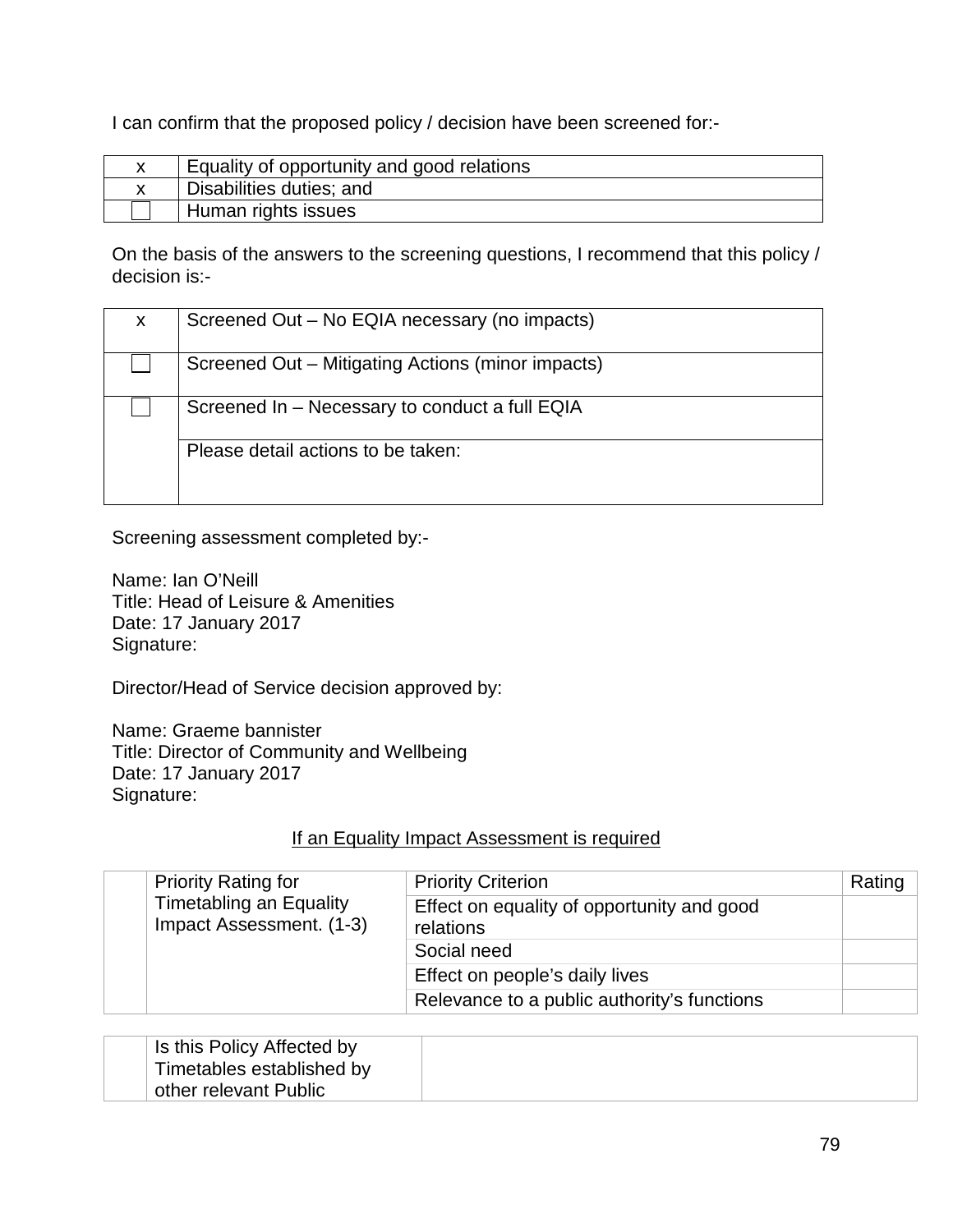I can confirm that the proposed policy / decision have been screened for:-

| | |
|---|---|
| x | Equality of opportunity and good relations |
| x | Disabilities duties; and |
| ☐ | Human rights issues |

On the basis of the answers to the screening questions, I recommend that this policy / decision is:-

| | |
|---|---|
| x | Screened Out – No EQIA necessary (no impacts) |
| ☐ | Screened Out – Mitigating Actions (minor impacts) |
| ☐ | Screened In – Necessary to conduct a full EQIA |
| | Please detail actions to be taken: |

Screening assessment completed by:-

Name: Ian O'Neill
Title: Head of Leisure & Amenities
Date: 17 January 2017
Signature:

Director/Head of Service decision approved by:

Name: Graeme bannister
Title: Director of Community and Wellbeing
Date: 17 January 2017
Signature:

<u>If an Equality Impact Assessment is required</u>

| | | Priority Criterion | Rating |
|---|---|---|---|
| | Priority Rating for Timetabling an Equality Impact Assessment. (1-3) | Effect on equality of opportunity and good relations | |
| | | Social need | |
| | | Effect on people's daily lives | |
| | | Relevance to a public authority's functions | |

| | | |
|---|---|---|
| | Is this Policy Affected by Timetables established by other relevant Public | |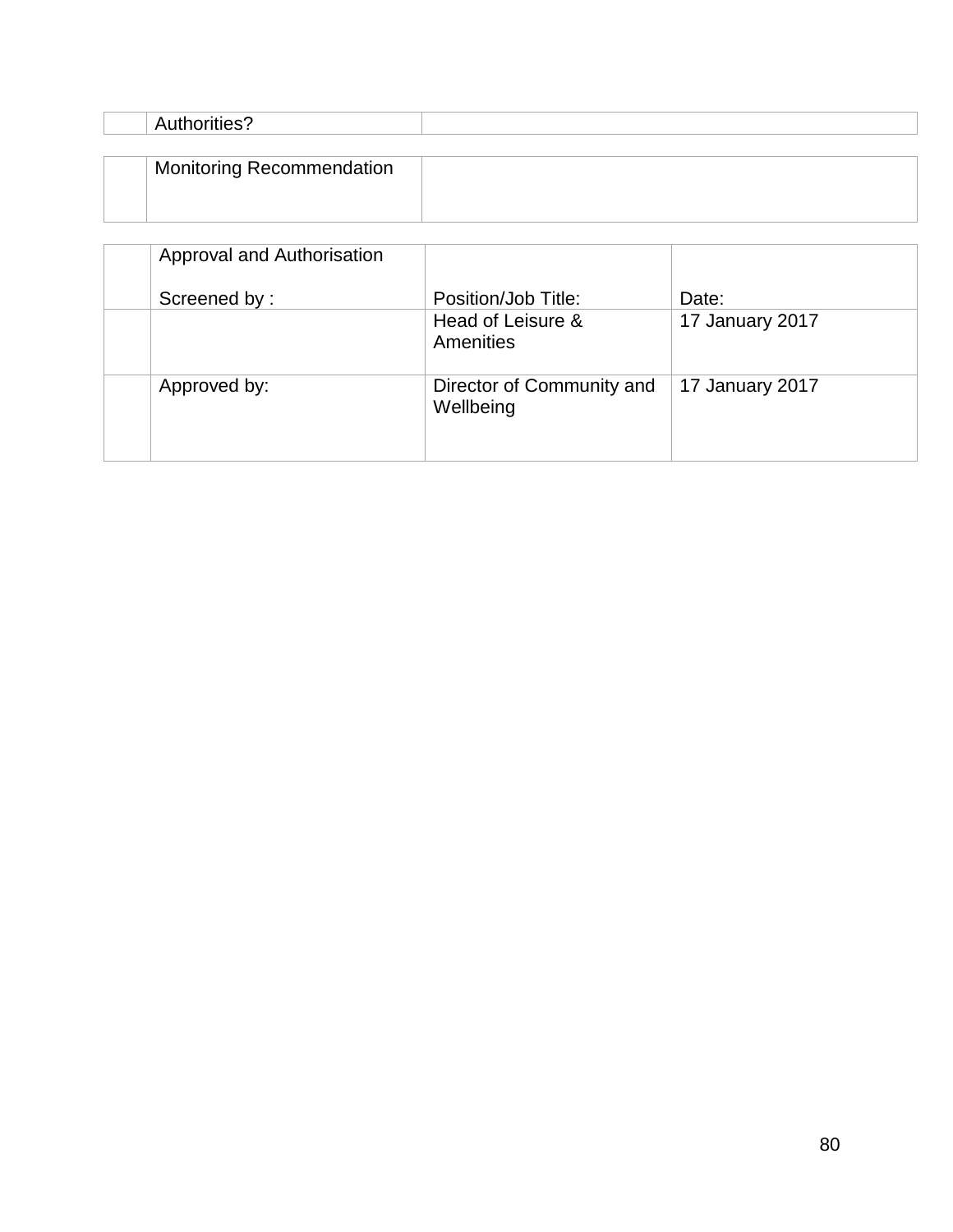| | | |
|---|---|---|
| | Authorities? | |

| | | |
|---|---|---|
| | Monitoring Recommendation | |

| | | | |
|---|---|---|---|
| | Approval and Authorisation<br><br>Screened by : | Position/Job Title: | Date: |
| | | Head of Leisure & Amenities | 17 January 2017 |
| | Approved by: | Director of Community and Wellbeing | 17 January 2017 |